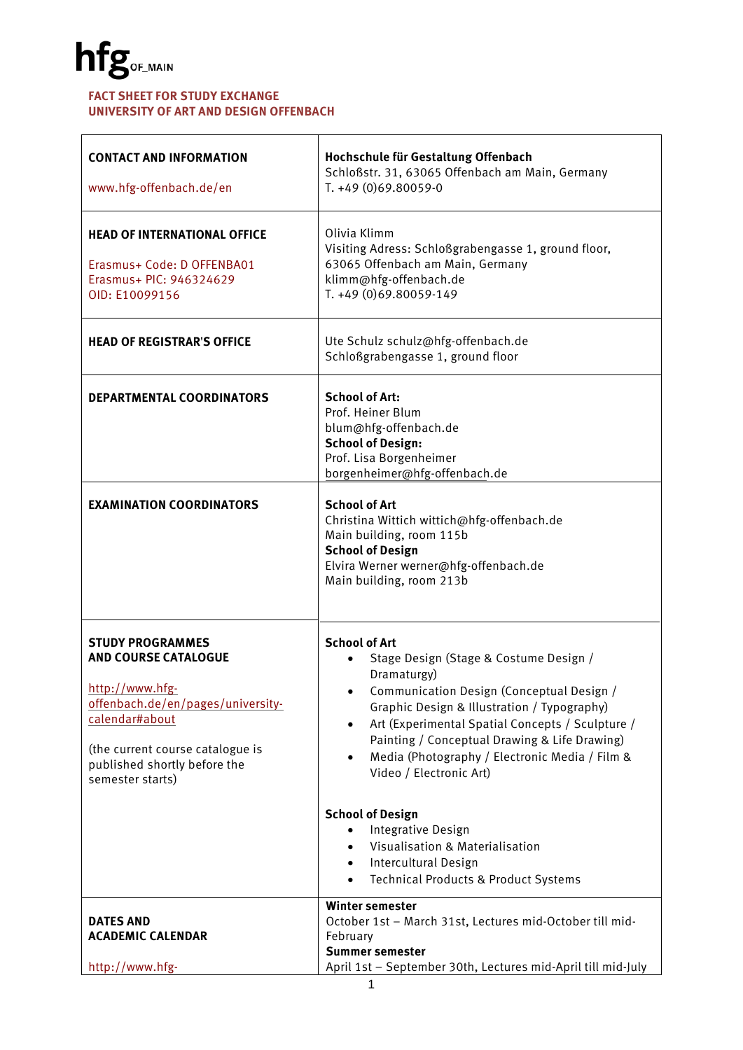hfg OF_MAIN

# FACT SHEET FOR STUDY EXCHANGE
# UNIVERSITY OF ART AND DESIGN OFFENBACH

| | |
|---|---|
| **CONTACT AND INFORMATION**<br><br>www.hfg-offenbach.de/en | **Hochschule für Gestaltung Offenbach**<br>Schloßstr. 31, 63065 Offenbach am Main, Germany<br>T. +49 (0)69.80059-0 |
| **HEAD OF INTERNATIONAL OFFICE**<br><br>Erasmus+ Code: D OFFENBA01<br>Erasmus+ PIC: 946324629<br>OID: E10099156 | Olivia Klimm<br>Visiting Adress: Schloßgrabengasse 1, ground floor, 63065 Offenbach am Main, Germany<br>klimm@hfg-offenbach.de<br>T. +49 (0)69.80059-149 |
| **HEAD OF REGISTRAR'S OFFICE** | Ute Schulz schulz@hfg-offenbach.de<br>Schloßgrabengasse 1, ground floor |
| **DEPARTMENTAL COORDINATORS** | **School of Art:**<br>Prof. Heiner Blum<br>blum@hfg-offenbach.de<br>**School of Design:**<br>Prof. Lisa Borgenheimer<br>borgenheimer@hfg-offenbach.de |
| **EXAMINATION COORDINATORS** | **School of Art**<br>Christina Wittich wittich@hfg-offenbach.de<br>Main building, room 115b<br>**School of Design**<br>Elvira Werner werner@hfg-offenbach.de<br>Main building, room 213b |
| **STUDY PROGRAMMES AND COURSE CATALOGUE**<br><br>http://www.hfg-offenbach.de/en/pages/university-calendar#about<br><br>(the current course catalogue is published shortly before the semester starts) | **School of Art**<br>• Stage Design (Stage & Costume Design / Dramaturgy)<br>• Communication Design (Conceptual Design / Graphic Design & Illustration / Typography)<br>• Art (Experimental Spatial Concepts / Sculpture / Painting / Conceptual Drawing & Life Drawing)<br>• Media (Photography / Electronic Media / Film & Video / Electronic Art)<br><br>**School of Design**<br>• Integrative Design<br>• Visualisation & Materialisation<br>• Intercultural Design<br>• Technical Products & Product Systems |
| **DATES AND ACADEMIC CALENDAR**<br><br>http://www.hfg- | **Winter semester**<br>October 1st – March 31st, Lectures mid-October till mid-February<br>**Summer semester**<br>April 1st – September 30th, Lectures mid-April till mid-July |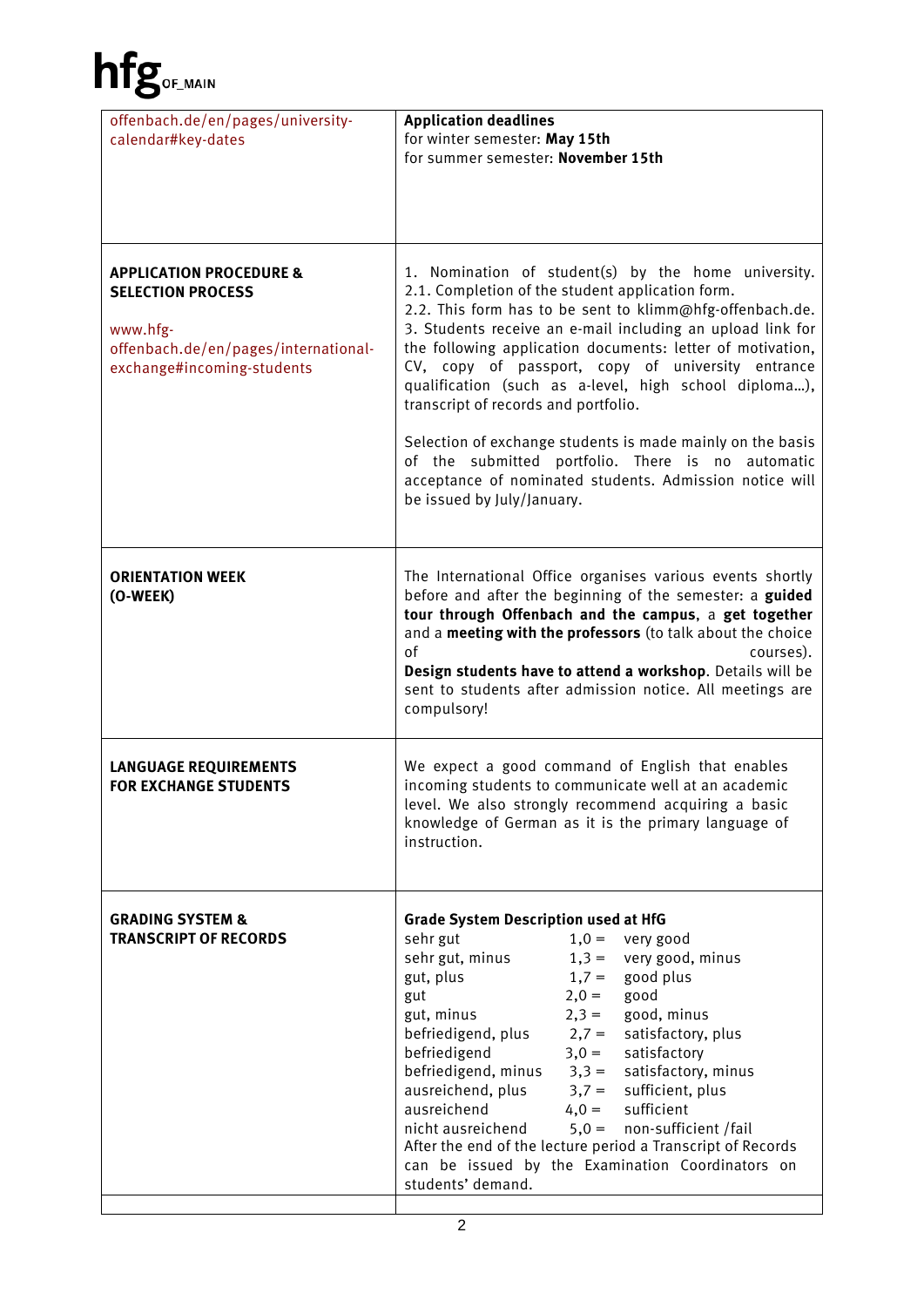| | |
|---|---|
| offenbach.de/en/pages/university-calendar#key-dates | **Application deadlines**<br>for winter semester: **May 15th**<br>for summer semester: **November 15th** |
| **APPLICATION PROCEDURE & SELECTION PROCESS**<br><br>www.hfg-offenbach.de/en/pages/international-exchange#incoming-students | 1. Nomination of student(s) by the home university.<br>2.1. Completion of the student application form.<br>2.2. This form has to be sent to klimm@hfg-offenbach.de.<br>3. Students receive an e-mail including an upload link for the following application documents: letter of motivation, CV, copy of passport, copy of university entrance qualification (such as a-level, high school diploma…), transcript of records and portfolio.<br><br>Selection of exchange students is made mainly on the basis of the submitted portfolio. There is no automatic acceptance of nominated students. Admission notice will be issued by July/January. |
| **ORIENTATION WEEK (O-WEEK)** | The International Office organises various events shortly before and after the beginning of the semester: a **guided tour through Offenbach and the campus**, a **get together** and a **meeting with the professors** (to talk about the choice of courses).<br>**Design students have to attend a workshop**. Details will be sent to students after admission notice. All meetings are compulsory! |
| **LANGUAGE REQUIREMENTS FOR EXCHANGE STUDENTS** | We expect a good command of English that enables incoming students to communicate well at an academic level. We also strongly recommend acquiring a basic knowledge of German as it is the primary language of instruction. |
| **GRADING SYSTEM & TRANSCRIPT OF RECORDS** | **Grade System Description used at HfG**<br>sehr gut 1,0 = very good<br>sehr gut, minus 1,3 = very good, minus<br>gut, plus 1,7 = good plus<br>gut 2,0 = good<br>gut, minus 2,3 = good, minus<br>befriedigend, plus 2,7 = satisfactory, plus<br>befriedigend 3,0 = satisfactory<br>befriedigend, minus 3,3 = satisfactory, minus<br>ausreichend, plus 3,7 = sufficient, plus<br>ausreichend 4,0 = sufficient<br>nicht ausreichend 5,0 = non-sufficient /fail<br>After the end of the lecture period a Transcript of Records can be issued by the Examination Coordinators on students' demand. |
| | |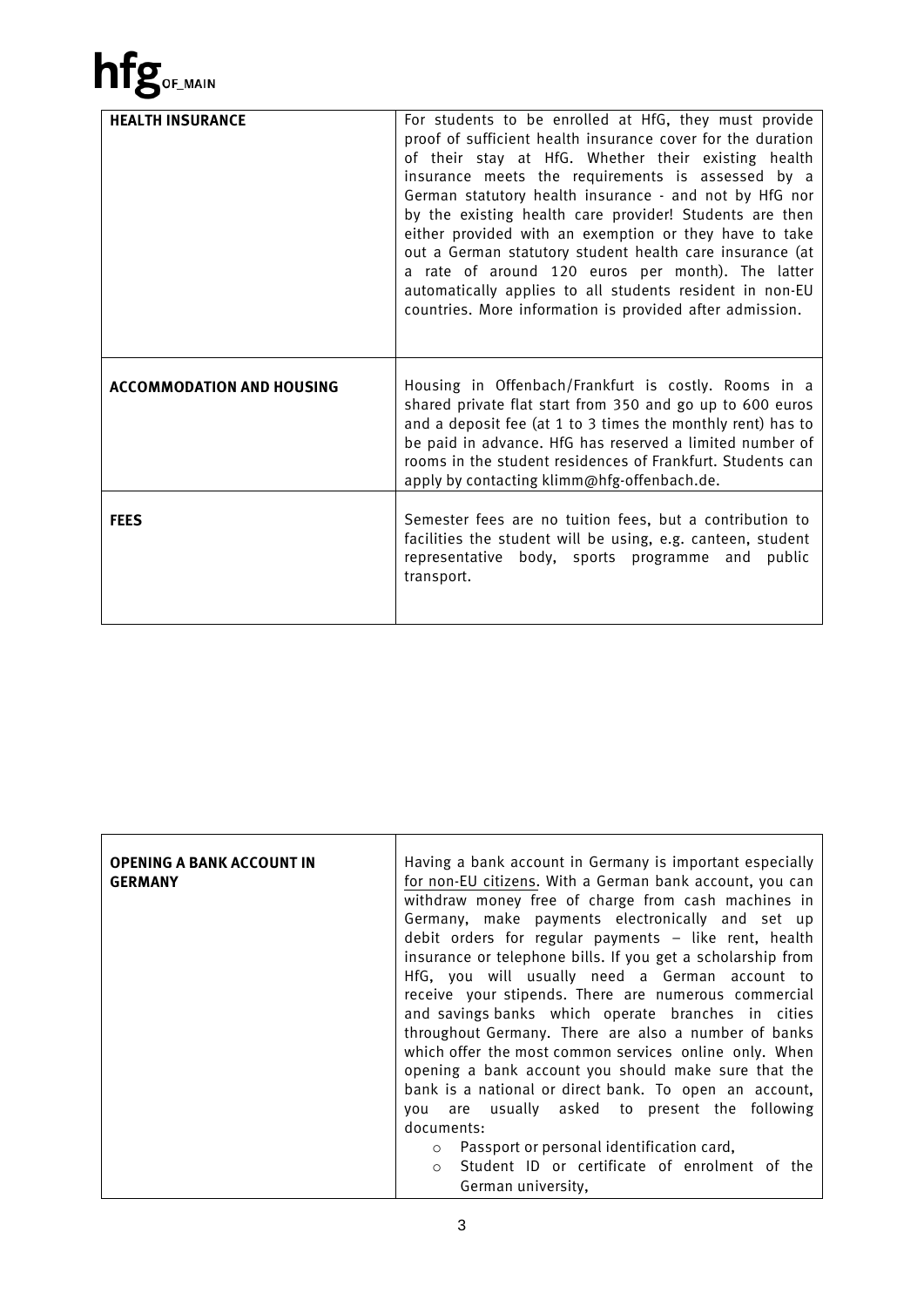| | |
|---|---|
| **HEALTH INSURANCE** | For students to be enrolled at HfG, they must provide proof of sufficient health insurance cover for the duration of their stay at HfG. Whether their existing health insurance meets the requirements is assessed by a German statutory health insurance - and not by HfG nor by the existing health care provider! Students are then either provided with an exemption or they have to take out a German statutory student health care insurance (at a rate of around 120 euros per month). The latter automatically applies to all students resident in non-EU countries. More information is provided after admission. |
| **ACCOMMODATION AND HOUSING** | Housing in Offenbach/Frankfurt is costly. Rooms in a shared private flat start from 350 and go up to 600 euros and a deposit fee (at 1 to 3 times the monthly rent) has to be paid in advance. HfG has reserved a limited number of rooms in the student residences of Frankfurt. Students can apply by contacting klimm@hfg-offenbach.de. |
| **FEES** | Semester fees are no tuition fees, but a contribution to facilities the student will be using, e.g. canteen, student representative body, sports programme and public transport. |

| | |
|---|---|
| **OPENING A BANK ACCOUNT IN GERMANY** | Having a bank account in Germany is important especially for non-EU citizens. With a German bank account, you can withdraw money free of charge from cash machines in Germany, make payments electronically and set up debit orders for regular payments – like rent, health insurance or telephone bills. If you get a scholarship from HfG, you will usually need a German account to receive your stipends. There are numerous commercial and savings banks which operate branches in cities throughout Germany. There are also a number of banks which offer the most common services online only. When opening a bank account you should make sure that the bank is a national or direct bank. To open an account, you are usually asked to present the following documents:<br>◦ Passport or personal identification card,<br>◦ Student ID or certificate of enrolment of the German university, |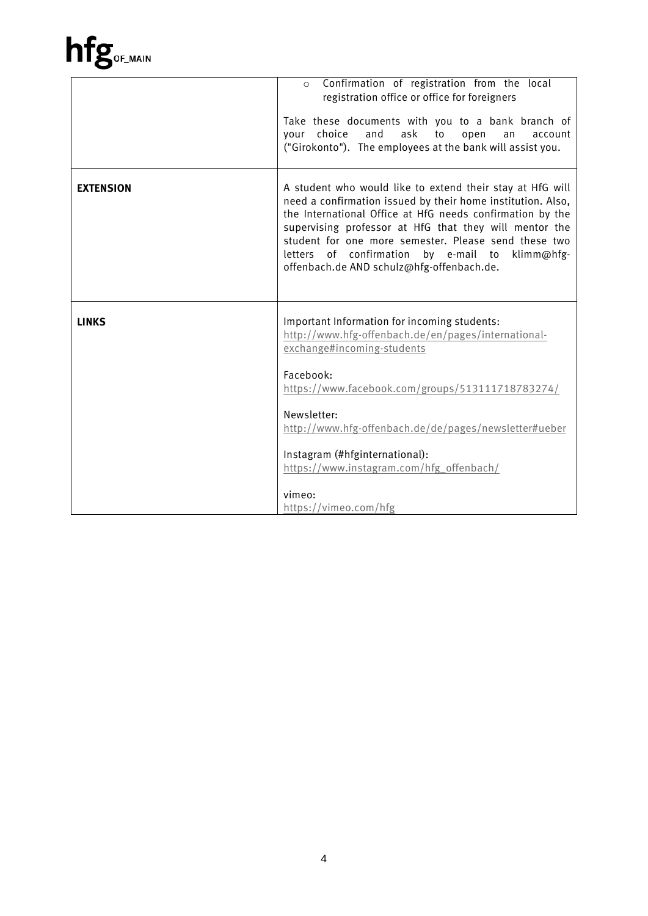| | |
|---|---|
| | ◦ Confirmation of registration from the local registration office or office for foreigners<br><br>Take these documents with you to a bank branch of your choice and ask to open an account ("Girokonto"). The employees at the bank will assist you. |
| **EXTENSION** | A student who would like to extend their stay at HfG will need a confirmation issued by their home institution. Also, the International Office at HfG needs confirmation by the supervising professor at HfG that they will mentor the student for one more semester. Please send these two letters of confirmation by e-mail to klimm@hfg-offenbach.de AND schulz@hfg-offenbach.de. |
| **LINKS** | Important Information for incoming students:<br>http://www.hfg-offenbach.de/en/pages/international-exchange#incoming-students<br><br>Facebook:<br>https://www.facebook.com/groups/513111718783274/<br><br>Newsletter:<br>http://www.hfg-offenbach.de/de/pages/newsletter#ueber<br><br>Instagram (#hfginternational):<br>https://www.instagram.com/hfg_offenbach/<br><br>vimeo:<br>https://vimeo.com/hfg |